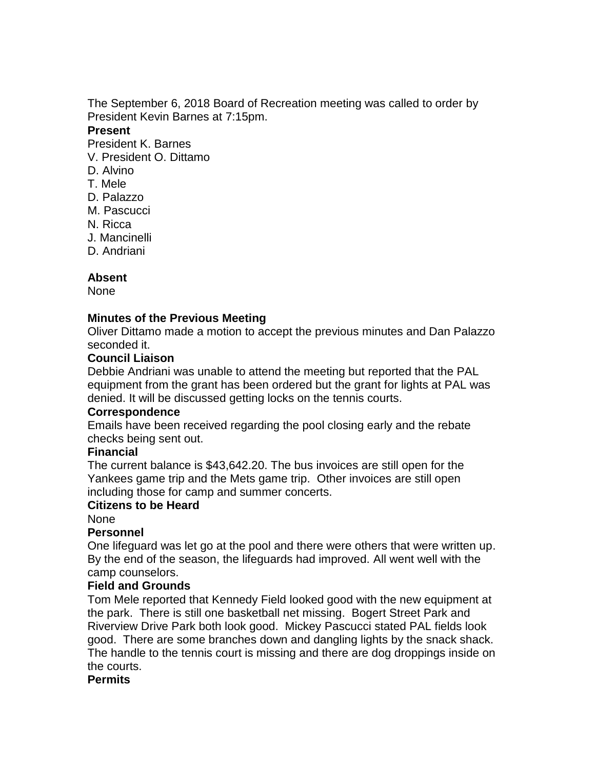The September 6, 2018 Board of Recreation meeting was called to order by President Kevin Barnes at 7:15pm.

**Present**

President K. Barnes
V. President O. Dittamo
D. Alvino
T. Mele
D. Palazzo
M. Pascucci
N. Ricca
J. Mancinelli
D. Andriani

**Absent**

None

**Minutes of the Previous Meeting**

Oliver Dittamo made a motion to accept the previous minutes and Dan Palazzo seconded it.

**Council Liaison**

Debbie Andriani was unable to attend the meeting but reported that the PAL equipment from the grant has been ordered but the grant for lights at PAL was denied. It will be discussed getting locks on the tennis courts.

**Correspondence**

Emails have been received regarding the pool closing early and the rebate checks being sent out.

**Financial**

The current balance is $43,642.20. The bus invoices are still open for the Yankees game trip and the Mets game trip. Other invoices are still open including those for camp and summer concerts.

**Citizens to be Heard**

None

**Personnel**

One lifeguard was let go at the pool and there were others that were written up. By the end of the season, the lifeguards had improved. All went well with the camp counselors.

**Field and Grounds**

Tom Mele reported that Kennedy Field looked good with the new equipment at the park. There is still one basketball net missing. Bogert Street Park and Riverview Drive Park both look good. Mickey Pascucci stated PAL fields look good. There are some branches down and dangling lights by the snack shack. The handle to the tennis court is missing and there are dog droppings inside on the courts.

**Permits**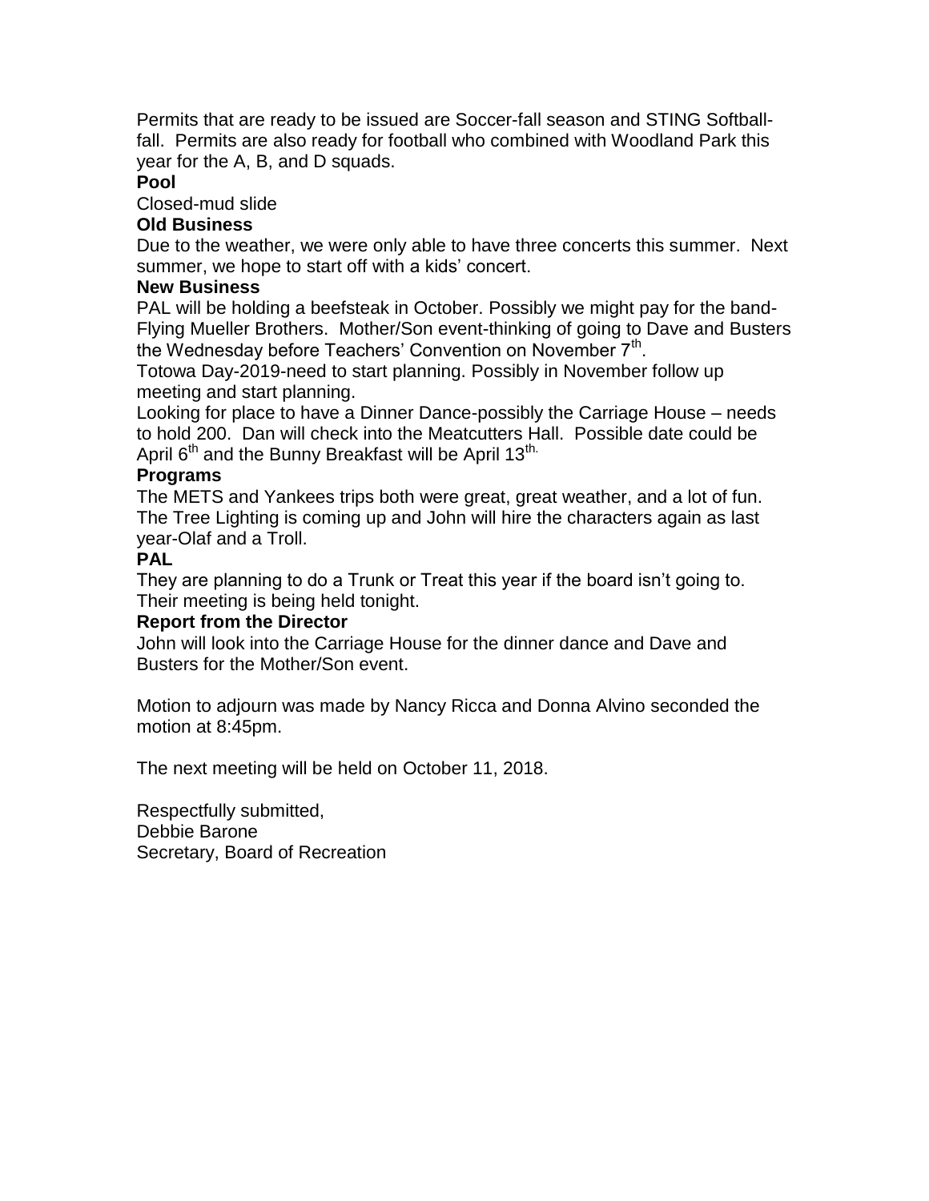Permits that are ready to be issued are Soccer-fall season and STING Softball-fall. Permits are also ready for football who combined with Woodland Park this year for the A, B, and D squads.

**Pool**

Closed-mud slide

**Old Business**

Due to the weather, we were only able to have three concerts this summer. Next summer, we hope to start off with a kids' concert.

**New Business**

PAL will be holding a beefsteak in October. Possibly we might pay for the band-Flying Mueller Brothers. Mother/Son event-thinking of going to Dave and Busters the Wednesday before Teachers' Convention on November 7th.

Totowa Day-2019-need to start planning. Possibly in November follow up meeting and start planning.

Looking for place to have a Dinner Dance-possibly the Carriage House – needs to hold 200. Dan will check into the Meatcutters Hall. Possible date could be April 6th and the Bunny Breakfast will be April 13th.

**Programs**

The METS and Yankees trips both were great, great weather, and a lot of fun. The Tree Lighting is coming up and John will hire the characters again as last year-Olaf and a Troll.

**PAL**

They are planning to do a Trunk or Treat this year if the board isn't going to. Their meeting is being held tonight.

**Report from the Director**

John will look into the Carriage House for the dinner dance and Dave and Busters for the Mother/Son event.

Motion to adjourn was made by Nancy Ricca and Donna Alvino seconded the motion at 8:45pm.

The next meeting will be held on October 11, 2018.

Respectfully submitted,
Debbie Barone
Secretary, Board of Recreation